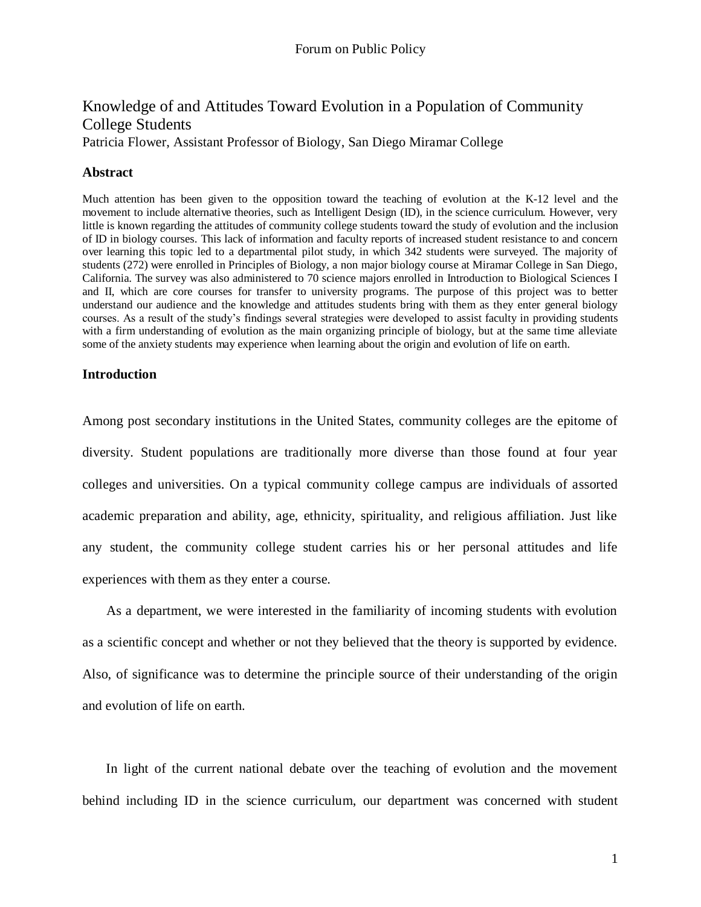# Knowledge of and Attitudes Toward Evolution in a Population of Community College Students

Patricia Flower, Assistant Professor of Biology, San Diego Miramar College

## Abstract

Much attention has been given to the opposition toward the teaching of evolution at the K-12 level and the movement to include alternative theories, such as Intelligent Design (ID), in the science curriculum. However, very little is known regarding the attitudes of community college students toward the study of evolution and the inclusion of ID in biology courses. This lack of information and faculty reports of increased student resistance to and concern over learning this topic led to a departmental pilot study, in which 342 students were surveyed. The majority of students (272) were enrolled in Principles of Biology, a non major biology course at Miramar College in San Diego, California. The survey was also administered to 70 science majors enrolled in Introduction to Biological Sciences I and II, which are core courses for transfer to university programs. The purpose of this project was to better understand our audience and the knowledge and attitudes students bring with them as they enter general biology courses. As a result of the study's findings several strategies were developed to assist faculty in providing students with a firm understanding of evolution as the main organizing principle of biology, but at the same time alleviate some of the anxiety students may experience when learning about the origin and evolution of life on earth.

## Introduction

Among post secondary institutions in the United States, community colleges are the epitome of diversity. Student populations are traditionally more diverse than those found at four year colleges and universities. On a typical community college campus are individuals of assorted academic preparation and ability, age, ethnicity, spirituality, and religious affiliation. Just like any student, the community college student carries his or her personal attitudes and life experiences with them as they enter a course.

As a department, we were interested in the familiarity of incoming students with evolution as a scientific concept and whether or not they believed that the theory is supported by evidence. Also, of significance was to determine the principle source of their understanding of the origin and evolution of life on earth.

In light of the current national debate over the teaching of evolution and the movement behind including ID in the science curriculum, our department was concerned with student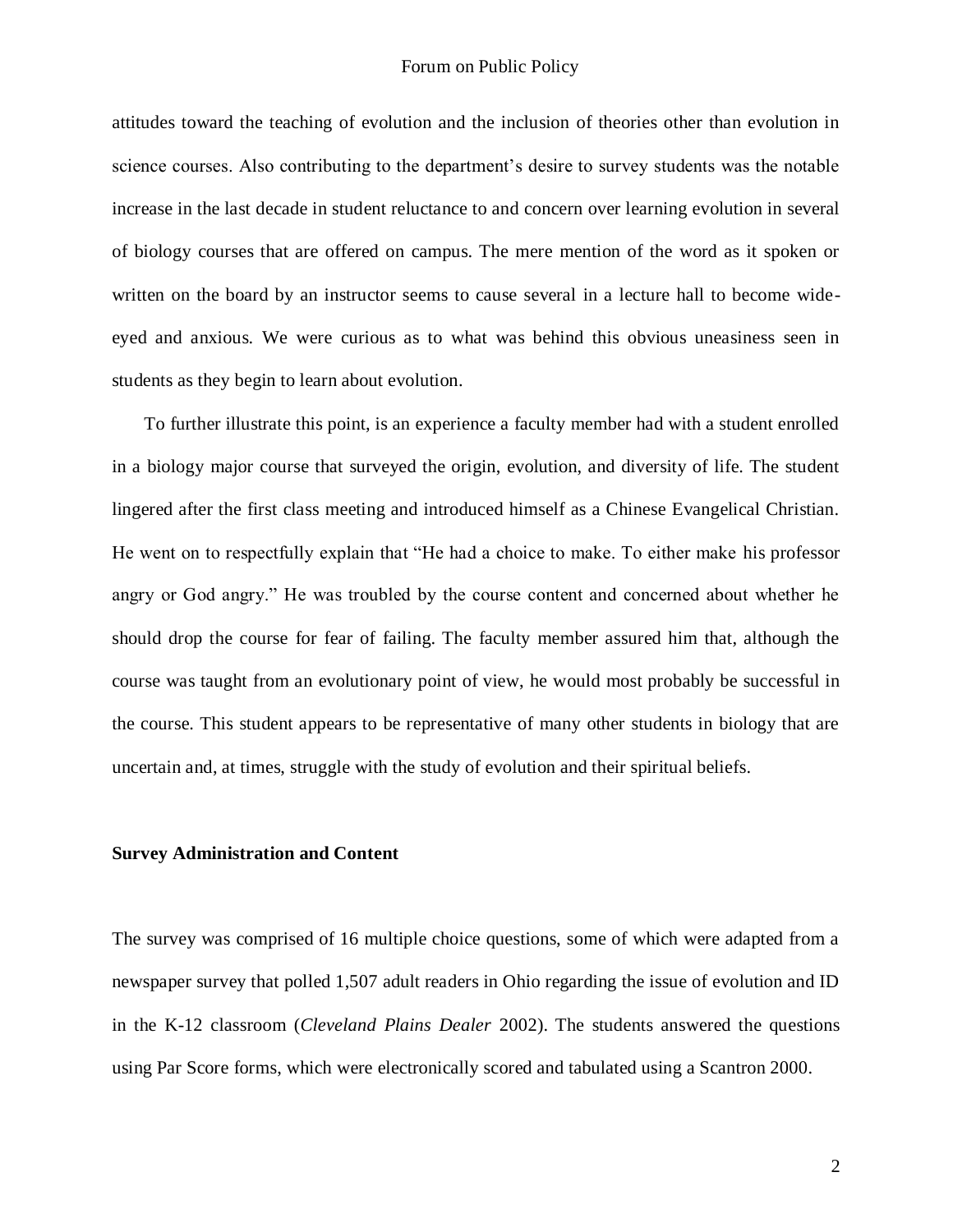attitudes toward the teaching of evolution and the inclusion of theories other than evolution in science courses. Also contributing to the department's desire to survey students was the notable increase in the last decade in student reluctance to and concern over learning evolution in several of biology courses that are offered on campus. The mere mention of the word as it spoken or written on the board by an instructor seems to cause several in a lecture hall to become wide-eyed and anxious. We were curious as to what was behind this obvious uneasiness seen in students as they begin to learn about evolution.

To further illustrate this point, is an experience a faculty member had with a student enrolled in a biology major course that surveyed the origin, evolution, and diversity of life. The student lingered after the first class meeting and introduced himself as a Chinese Evangelical Christian. He went on to respectfully explain that "He had a choice to make. To either make his professor angry or God angry." He was troubled by the course content and concerned about whether he should drop the course for fear of failing. The faculty member assured him that, although the course was taught from an evolutionary point of view, he would most probably be successful in the course. This student appears to be representative of many other students in biology that are uncertain and, at times, struggle with the study of evolution and their spiritual beliefs.

**Survey Administration and Content**

The survey was comprised of 16 multiple choice questions, some of which were adapted from a newspaper survey that polled 1,507 adult readers in Ohio regarding the issue of evolution and ID in the K-12 classroom (*Cleveland Plains Dealer* 2002). The students answered the questions using Par Score forms, which were electronically scored and tabulated using a Scantron 2000.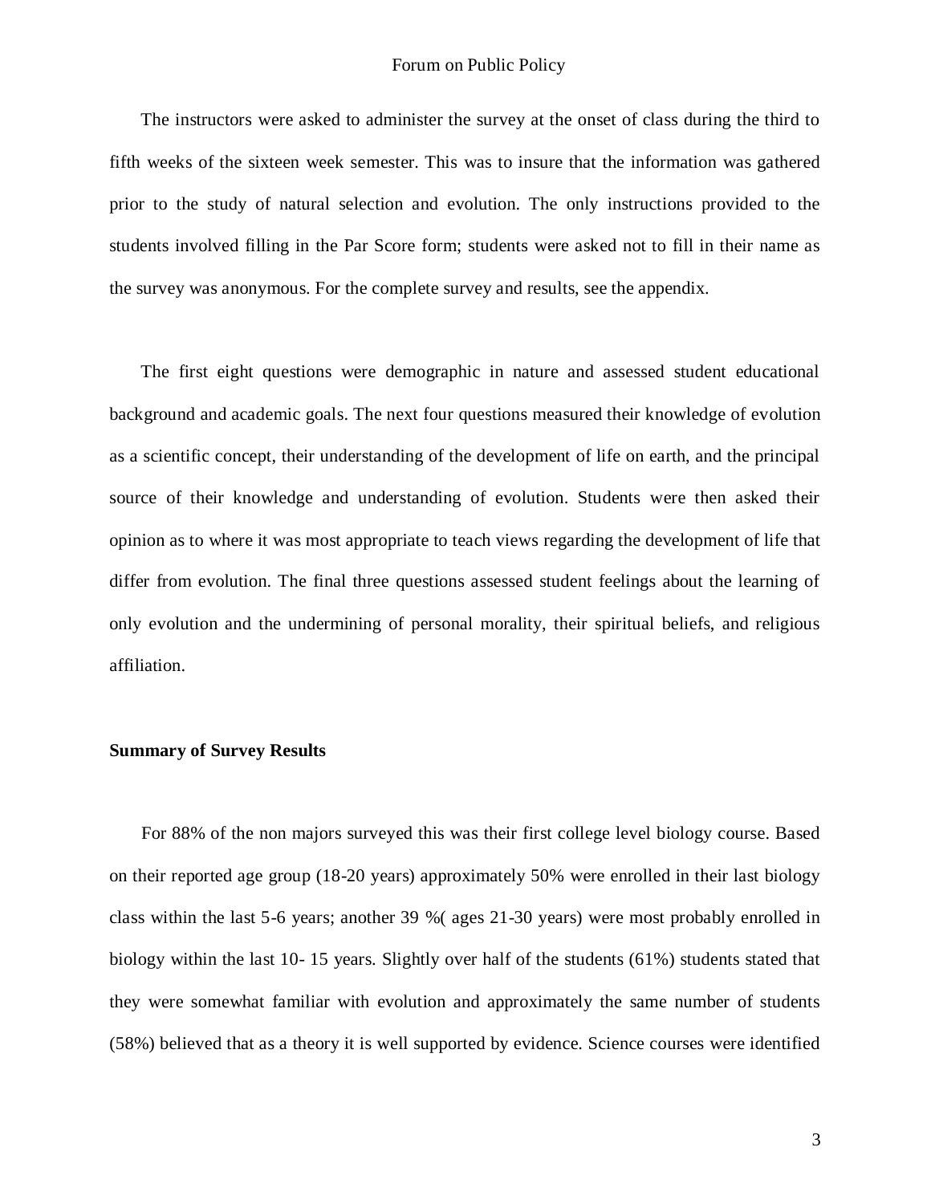The instructors were asked to administer the survey at the onset of class during the third to fifth weeks of the sixteen week semester. This was to insure that the information was gathered prior to the study of natural selection and evolution. The only instructions provided to the students involved filling in the Par Score form; students were asked not to fill in their name as the survey was anonymous. For the complete survey and results, see the appendix.

The first eight questions were demographic in nature and assessed student educational background and academic goals. The next four questions measured their knowledge of evolution as a scientific concept, their understanding of the development of life on earth, and the principal source of their knowledge and understanding of evolution. Students were then asked their opinion as to where it was most appropriate to teach views regarding the development of life that differ from evolution. The final three questions assessed student feelings about the learning of only evolution and the undermining of personal morality, their spiritual beliefs, and religious affiliation.

**Summary of Survey Results**

For 88% of the non majors surveyed this was their first college level biology course. Based on their reported age group (18-20 years) approximately 50% were enrolled in their last biology class within the last 5-6 years; another 39 %( ages 21-30 years) were most probably enrolled in biology within the last 10- 15 years. Slightly over half of the students (61%) students stated that they were somewhat familiar with evolution and approximately the same number of students (58%) believed that as a theory it is well supported by evidence. Science courses were identified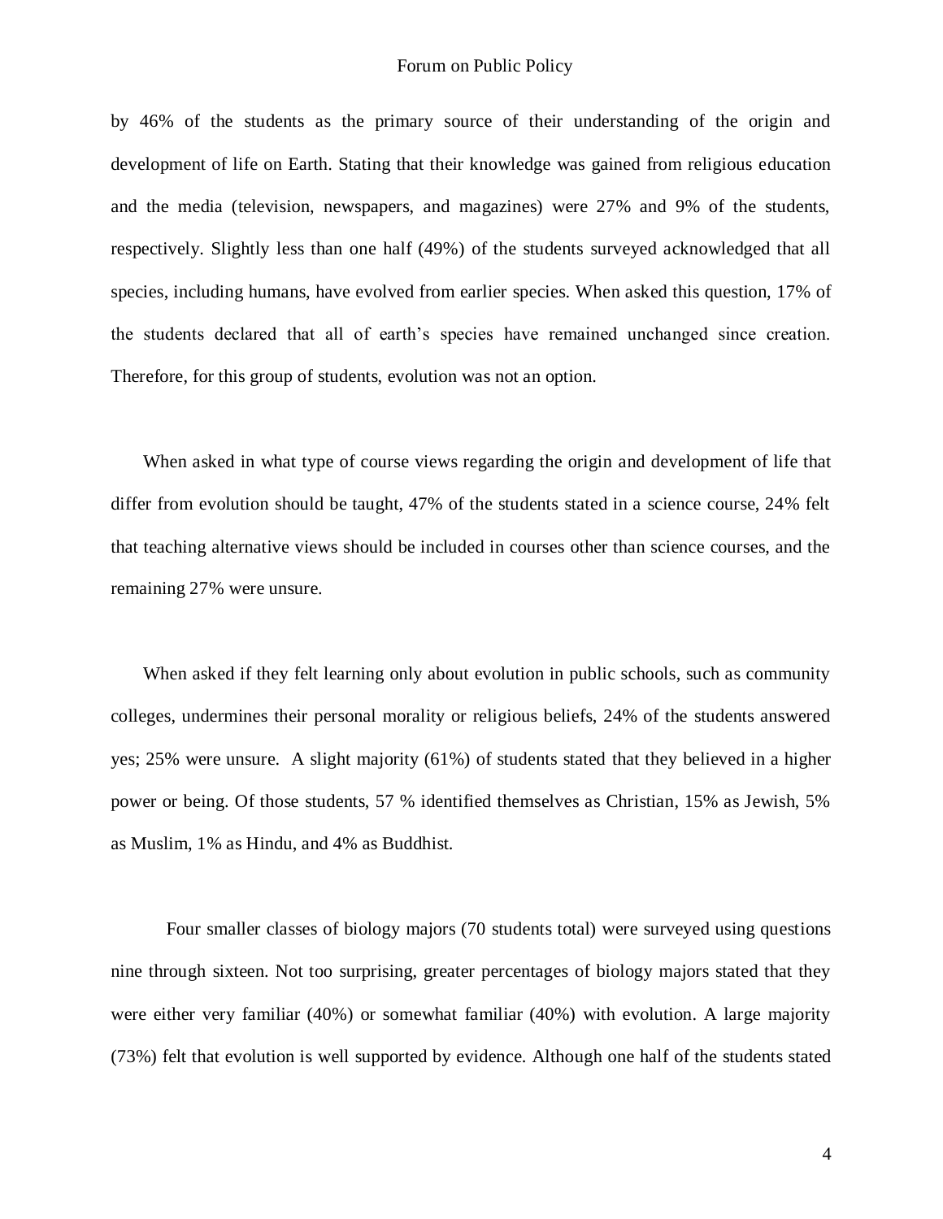by 46% of the students as the primary source of their understanding of the origin and development of life on Earth. Stating that their knowledge was gained from religious education and the media (television, newspapers, and magazines) were 27% and 9% of the students, respectively. Slightly less than one half (49%) of the students surveyed acknowledged that all species, including humans, have evolved from earlier species. When asked this question, 17% of the students declared that all of earth's species have remained unchanged since creation. Therefore, for this group of students, evolution was not an option.

When asked in what type of course views regarding the origin and development of life that differ from evolution should be taught, 47% of the students stated in a science course, 24% felt that teaching alternative views should be included in courses other than science courses, and the remaining 27% were unsure.

When asked if they felt learning only about evolution in public schools, such as community colleges, undermines their personal morality or religious beliefs, 24% of the students answered yes; 25% were unsure. A slight majority (61%) of students stated that they believed in a higher power or being. Of those students, 57 % identified themselves as Christian, 15% as Jewish, 5% as Muslim, 1% as Hindu, and 4% as Buddhist.

Four smaller classes of biology majors (70 students total) were surveyed using questions nine through sixteen. Not too surprising, greater percentages of biology majors stated that they were either very familiar (40%) or somewhat familiar (40%) with evolution. A large majority (73%) felt that evolution is well supported by evidence. Although one half of the students stated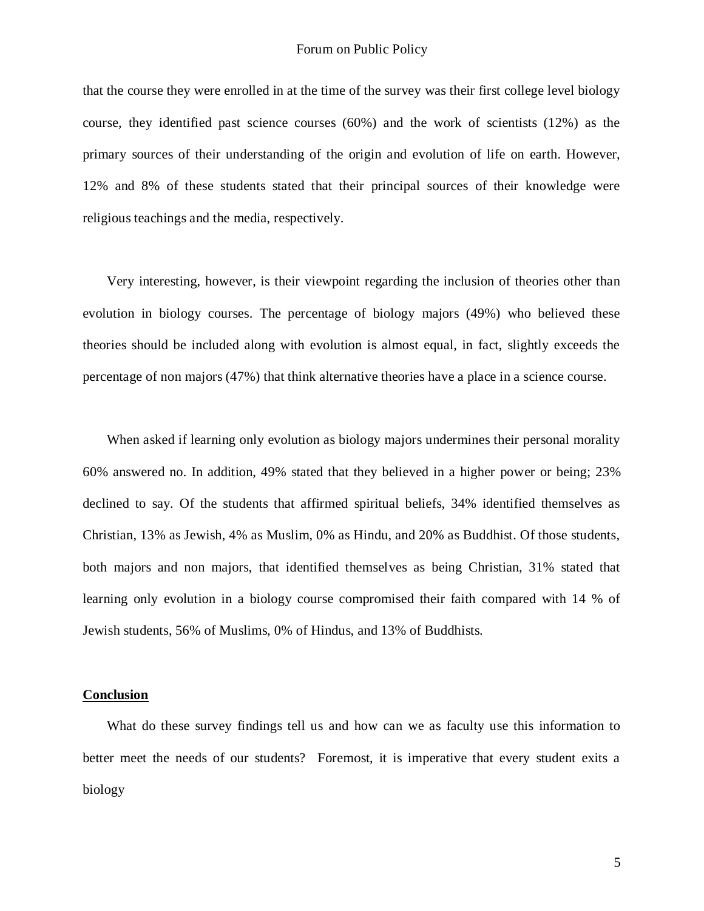that the course they were enrolled in at the time of the survey was their first college level biology course, they identified past science courses (60%) and the work of scientists (12%) as the primary sources of their understanding of the origin and evolution of life on earth. However, 12% and 8% of these students stated that their principal sources of their knowledge were religious teachings and the media, respectively.

Very interesting, however, is their viewpoint regarding the inclusion of theories other than evolution in biology courses. The percentage of biology majors (49%) who believed these theories should be included along with evolution is almost equal, in fact, slightly exceeds the percentage of non majors (47%) that think alternative theories have a place in a science course.

When asked if learning only evolution as biology majors undermines their personal morality 60% answered no. In addition, 49% stated that they believed in a higher power or being; 23% declined to say. Of the students that affirmed spiritual beliefs, 34% identified themselves as Christian, 13% as Jewish, 4% as Muslim, 0% as Hindu, and 20% as Buddhist. Of those students, both majors and non majors, that identified themselves as being Christian, 31% stated that learning only evolution in a biology course compromised their faith compared with 14 % of Jewish students, 56% of Muslims, 0% of Hindus, and 13% of Buddhists.

## Conclusion

What do these survey findings tell us and how can we as faculty use this information to better meet the needs of our students? Foremost, it is imperative that every student exits a biology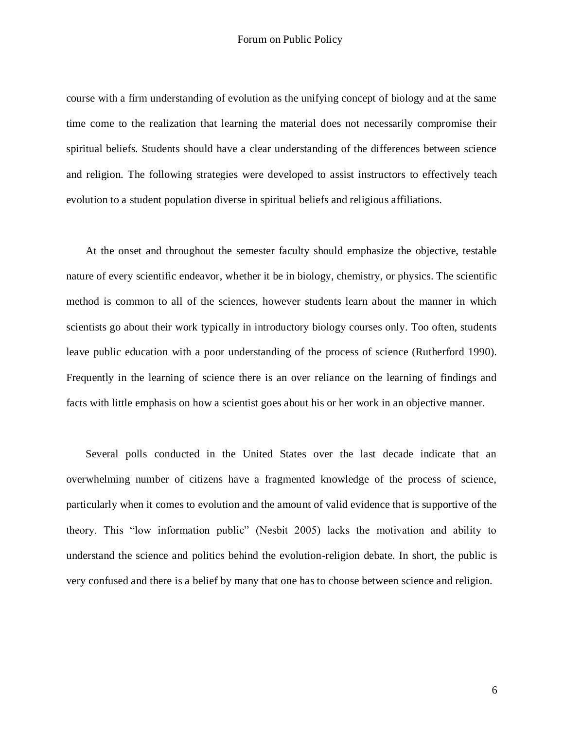course with a firm understanding of evolution as the unifying concept of biology and at the same time come to the realization that learning the material does not necessarily compromise their spiritual beliefs. Students should have a clear understanding of the differences between science and religion. The following strategies were developed to assist instructors to effectively teach evolution to a student population diverse in spiritual beliefs and religious affiliations.

At the onset and throughout the semester faculty should emphasize the objective, testable nature of every scientific endeavor, whether it be in biology, chemistry, or physics. The scientific method is common to all of the sciences, however students learn about the manner in which scientists go about their work typically in introductory biology courses only. Too often, students leave public education with a poor understanding of the process of science (Rutherford 1990). Frequently in the learning of science there is an over reliance on the learning of findings and facts with little emphasis on how a scientist goes about his or her work in an objective manner.

Several polls conducted in the United States over the last decade indicate that an overwhelming number of citizens have a fragmented knowledge of the process of science, particularly when it comes to evolution and the amount of valid evidence that is supportive of the theory. This "low information public" (Nesbit 2005) lacks the motivation and ability to understand the science and politics behind the evolution-religion debate. In short, the public is very confused and there is a belief by many that one has to choose between science and religion.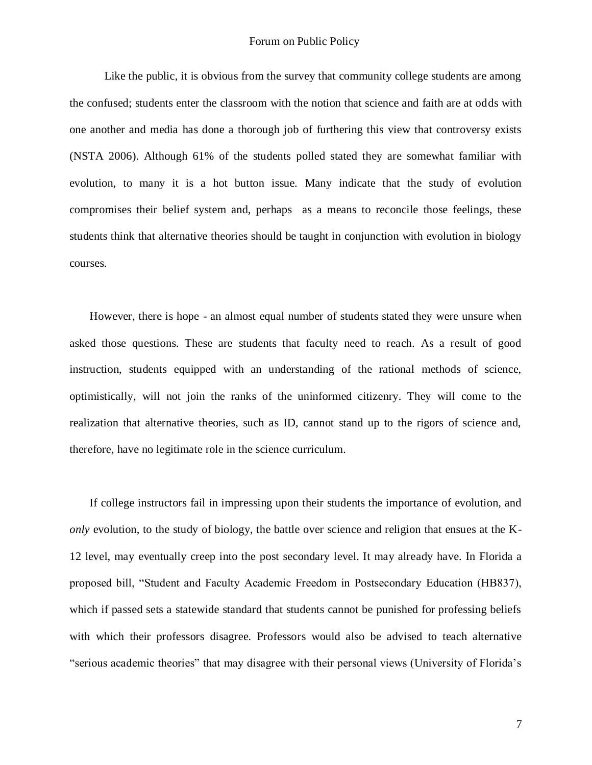Like the public, it is obvious from the survey that community college students are among the confused; students enter the classroom with the notion that science and faith are at odds with one another and media has done a thorough job of furthering this view that controversy exists (NSTA 2006). Although 61% of the students polled stated they are somewhat familiar with evolution, to many it is a hot button issue. Many indicate that the study of evolution compromises their belief system and, perhaps as a means to reconcile those feelings, these students think that alternative theories should be taught in conjunction with evolution in biology courses.

However, there is hope - an almost equal number of students stated they were unsure when asked those questions. These are students that faculty need to reach. As a result of good instruction, students equipped with an understanding of the rational methods of science, optimistically, will not join the ranks of the uninformed citizenry. They will come to the realization that alternative theories, such as ID, cannot stand up to the rigors of science and, therefore, have no legitimate role in the science curriculum.

If college instructors fail in impressing upon their students the importance of evolution, and *only* evolution, to the study of biology, the battle over science and religion that ensues at the K-12 level, may eventually creep into the post secondary level. It may already have. In Florida a proposed bill, "Student and Faculty Academic Freedom in Postsecondary Education (HB837), which if passed sets a statewide standard that students cannot be punished for professing beliefs with which their professors disagree. Professors would also be advised to teach alternative "serious academic theories" that may disagree with their personal views (University of Florida's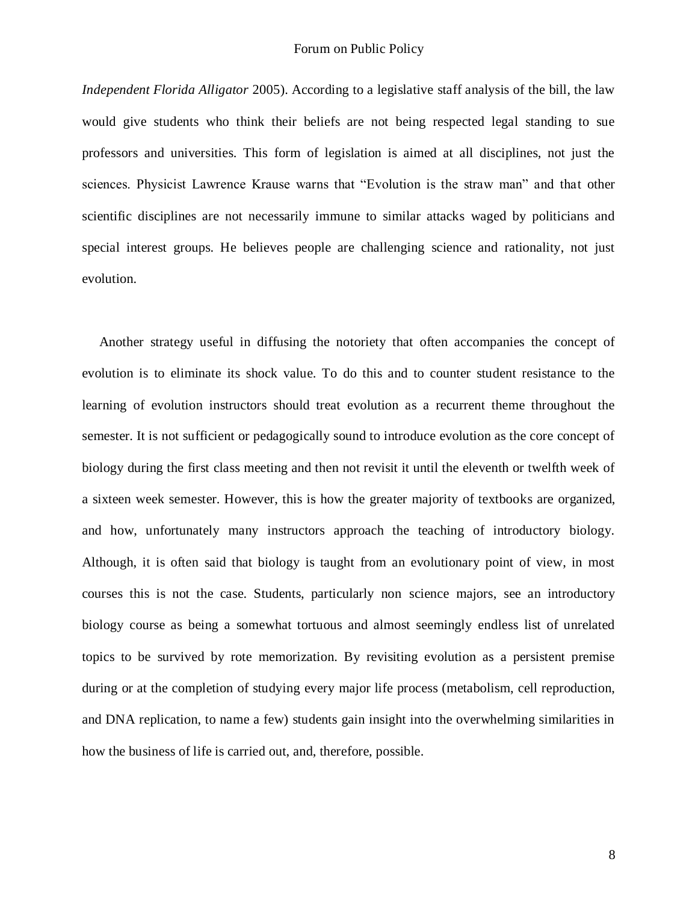*Independent Florida Alligator* 2005). According to a legislative staff analysis of the bill, the law would give students who think their beliefs are not being respected legal standing to sue professors and universities. This form of legislation is aimed at all disciplines, not just the sciences. Physicist Lawrence Krause warns that "Evolution is the straw man" and that other scientific disciplines are not necessarily immune to similar attacks waged by politicians and special interest groups. He believes people are challenging science and rationality, not just evolution.

Another strategy useful in diffusing the notoriety that often accompanies the concept of evolution is to eliminate its shock value. To do this and to counter student resistance to the learning of evolution instructors should treat evolution as a recurrent theme throughout the semester. It is not sufficient or pedagogically sound to introduce evolution as the core concept of biology during the first class meeting and then not revisit it until the eleventh or twelfth week of a sixteen week semester. However, this is how the greater majority of textbooks are organized, and how, unfortunately many instructors approach the teaching of introductory biology. Although, it is often said that biology is taught from an evolutionary point of view, in most courses this is not the case. Students, particularly non science majors, see an introductory biology course as being a somewhat tortuous and almost seemingly endless list of unrelated topics to be survived by rote memorization. By revisiting evolution as a persistent premise during or at the completion of studying every major life process (metabolism, cell reproduction, and DNA replication, to name a few) students gain insight into the overwhelming similarities in how the business of life is carried out, and, therefore, possible.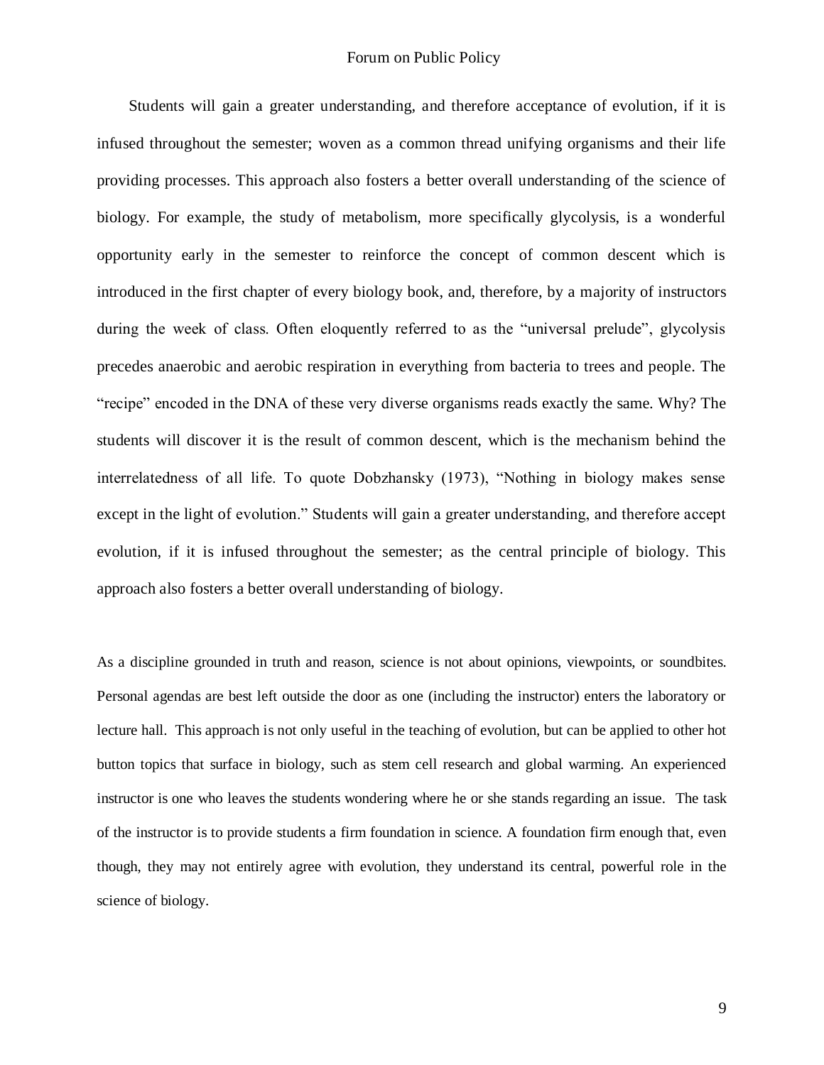Students will gain a greater understanding, and therefore acceptance of evolution, if it is infused throughout the semester; woven as a common thread unifying organisms and their life providing processes. This approach also fosters a better overall understanding of the science of biology. For example, the study of metabolism, more specifically glycolysis, is a wonderful opportunity early in the semester to reinforce the concept of common descent which is introduced in the first chapter of every biology book, and, therefore, by a majority of instructors during the week of class. Often eloquently referred to as the "universal prelude", glycolysis precedes anaerobic and aerobic respiration in everything from bacteria to trees and people. The "recipe" encoded in the DNA of these very diverse organisms reads exactly the same. Why? The students will discover it is the result of common descent, which is the mechanism behind the interrelatedness of all life. To quote Dobzhansky (1973), "Nothing in biology makes sense except in the light of evolution." Students will gain a greater understanding, and therefore accept evolution, if it is infused throughout the semester; as the central principle of biology. This approach also fosters a better overall understanding of biology.

As a discipline grounded in truth and reason, science is not about opinions, viewpoints, or soundbites. Personal agendas are best left outside the door as one (including the instructor) enters the laboratory or lecture hall. This approach is not only useful in the teaching of evolution, but can be applied to other hot button topics that surface in biology, such as stem cell research and global warming. An experienced instructor is one who leaves the students wondering where he or she stands regarding an issue. The task of the instructor is to provide students a firm foundation in science. A foundation firm enough that, even though, they may not entirely agree with evolution, they understand its central, powerful role in the science of biology.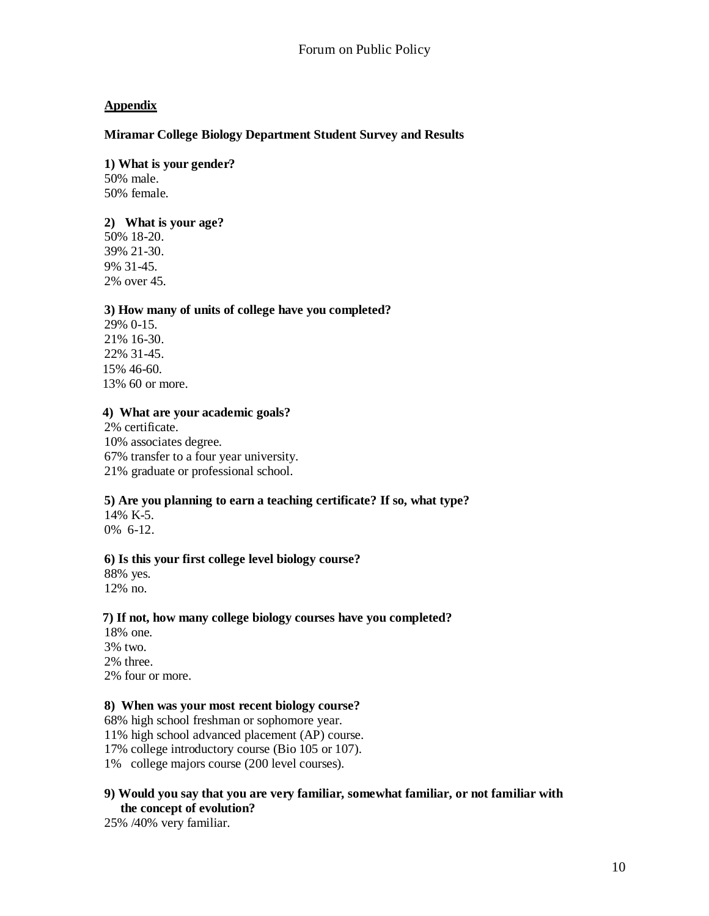**Appendix**

**Miramar College Biology Department Student Survey and Results**

**1) What is your gender?**
50% male.
50% female.

**2) What is your age?**
50% 18-20.
39% 21-30.
9% 31-45.
2% over 45.

**3) How many of units of college have you completed?**
29% 0-15.
21% 16-30.
22% 31-45.
15% 46-60.
13% 60 or more.

**4) What are your academic goals?**
2% certificate.
10% associates degree.
67% transfer to a four year university.
21% graduate or professional school.

**5) Are you planning to earn a teaching certificate? If so, what type?**
14% K-5.
0% 6-12.

**6) Is this your first college level biology course?**
88% yes.
12% no.

**7) If not, how many college biology courses have you completed?**
18% one.
3% two.
2% three.
2% four or more.

**8) When was your most recent biology course?**
68% high school freshman or sophomore year.
11% high school advanced placement (AP) course.
17% college introductory course (Bio 105 or 107).
1% college majors course (200 level courses).

**9) Would you say that you are very familiar, somewhat familiar, or not familiar with the concept of evolution?**
25% /40% very familiar.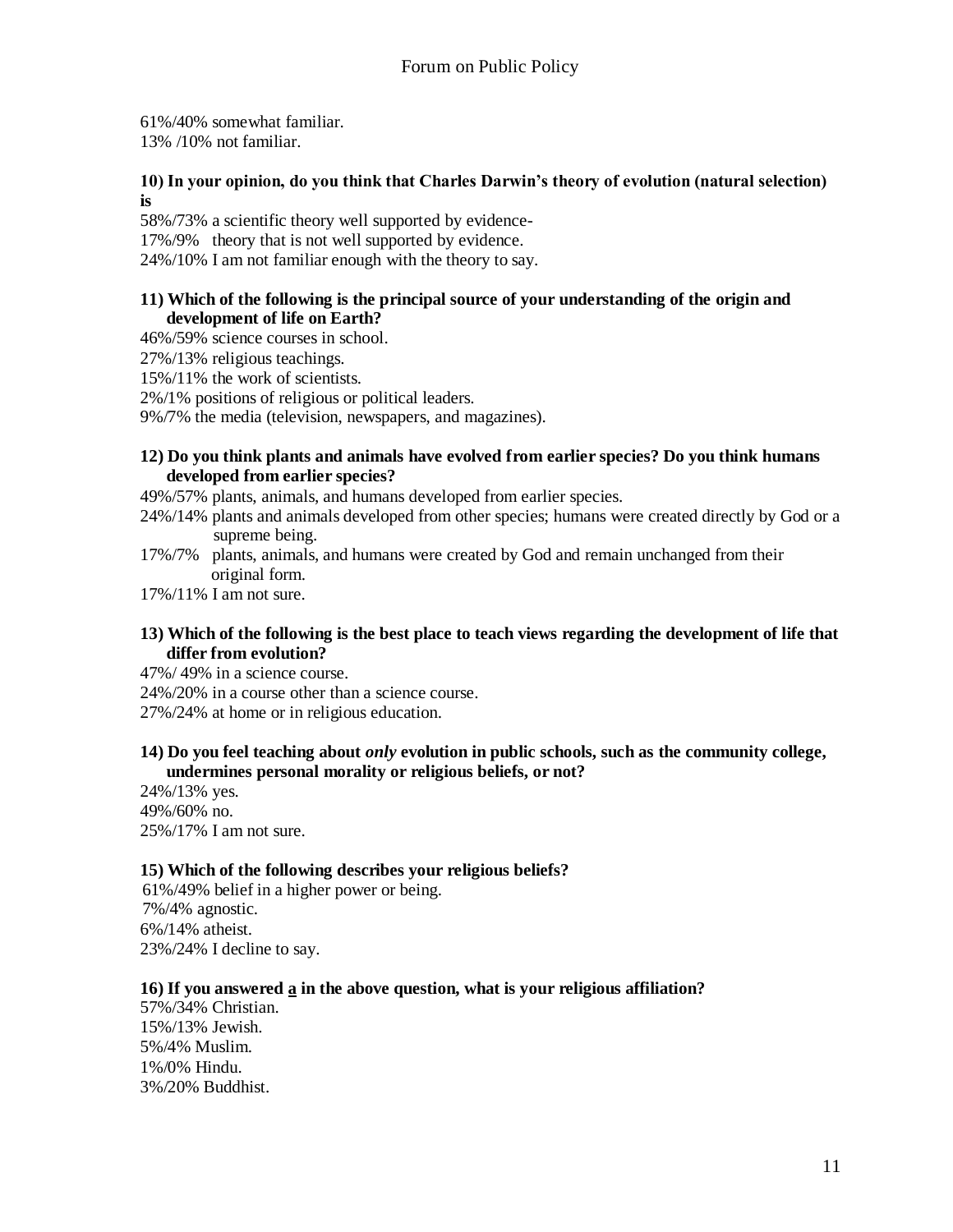61%/40% somewhat familiar.
13% /10% not familiar.

**10) In your opinion, do you think that Charles Darwin's theory of evolution (natural selection) is**

58%/73% a scientific theory well supported by evidence-
17%/9% theory that is not well supported by evidence.
24%/10% I am not familiar enough with the theory to say.

**11) Which of the following is the principal source of your understanding of the origin and development of life on Earth?**

46%/59% science courses in school.
27%/13% religious teachings.
15%/11% the work of scientists.
2%/1% positions of religious or political leaders.
9%/7% the media (television, newspapers, and magazines).

**12) Do you think plants and animals have evolved from earlier species? Do you think humans developed from earlier species?**

49%/57% plants, animals, and humans developed from earlier species.
24%/14% plants and animals developed from other species; humans were created directly by God or a supreme being.
17%/7% plants, animals, and humans were created by God and remain unchanged from their original form.
17%/11% I am not sure.

**13) Which of the following is the best place to teach views regarding the development of life that differ from evolution?**

47%/ 49% in a science course.
24%/20% in a course other than a science course.
27%/24% at home or in religious education.

**14) Do you feel teaching about *only* evolution in public schools, such as the community college, undermines personal morality or religious beliefs, or not?**

24%/13% yes.
49%/60% no.
25%/17% I am not sure.

**15) Which of the following describes your religious beliefs?**

61%/49% belief in a higher power or being.
7%/4% agnostic.
6%/14% atheist.
23%/24% I decline to say.

**16) If you answered <u>a</u> in the above question, what is your religious affiliation?**

57%/34% Christian.
15%/13% Jewish.
5%/4% Muslim.
1%/0% Hindu.
3%/20% Buddhist.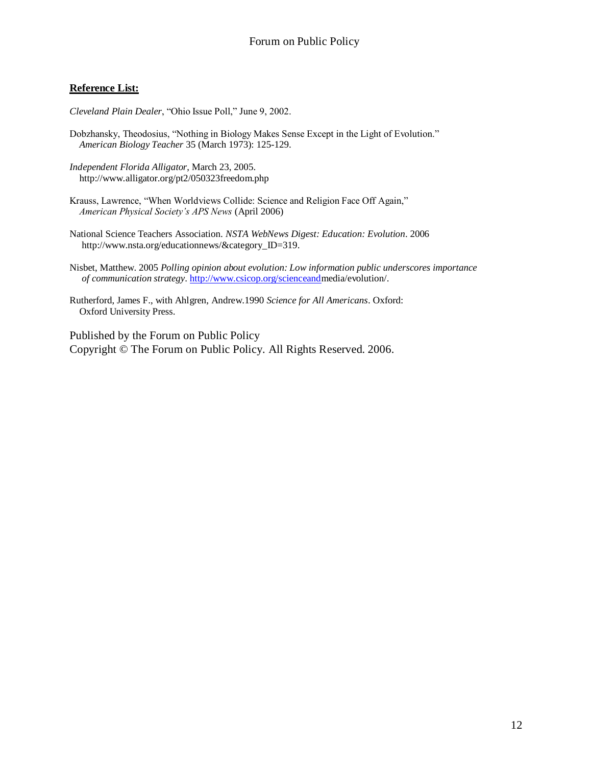**Reference List:**

*Cleveland Plain Dealer*, "Ohio Issue Poll," June 9, 2002.

Dobzhansky, Theodosius, "Nothing in Biology Makes Sense Except in the Light of Evolution." *American Biology Teacher* 35 (March 1973): 125-129.

*Independent Florida Alligator*, March 23, 2005. http://www.alligator.org/pt2/050323freedom.php

Krauss, Lawrence, "When Worldviews Collide: Science and Religion Face Off Again," *American Physical Society's APS News* (April 2006)

National Science Teachers Association. *NSTA WebNews Digest: Education: Evolution*. 2006 http://www.nsta.org/educationnews/&category_ID=319.

Nisbet, Matthew. 2005 *Polling opinion about evolution: Low information public underscores importance of communication strategy*. http://www.csicop.org/scienceandmedia/evolution/.

Rutherford, James F., with Ahlgren, Andrew.1990 *Science for All Americans*. Oxford: Oxford University Press.

Published by the Forum on Public Policy
Copyright © The Forum on Public Policy. All Rights Reserved. 2006.